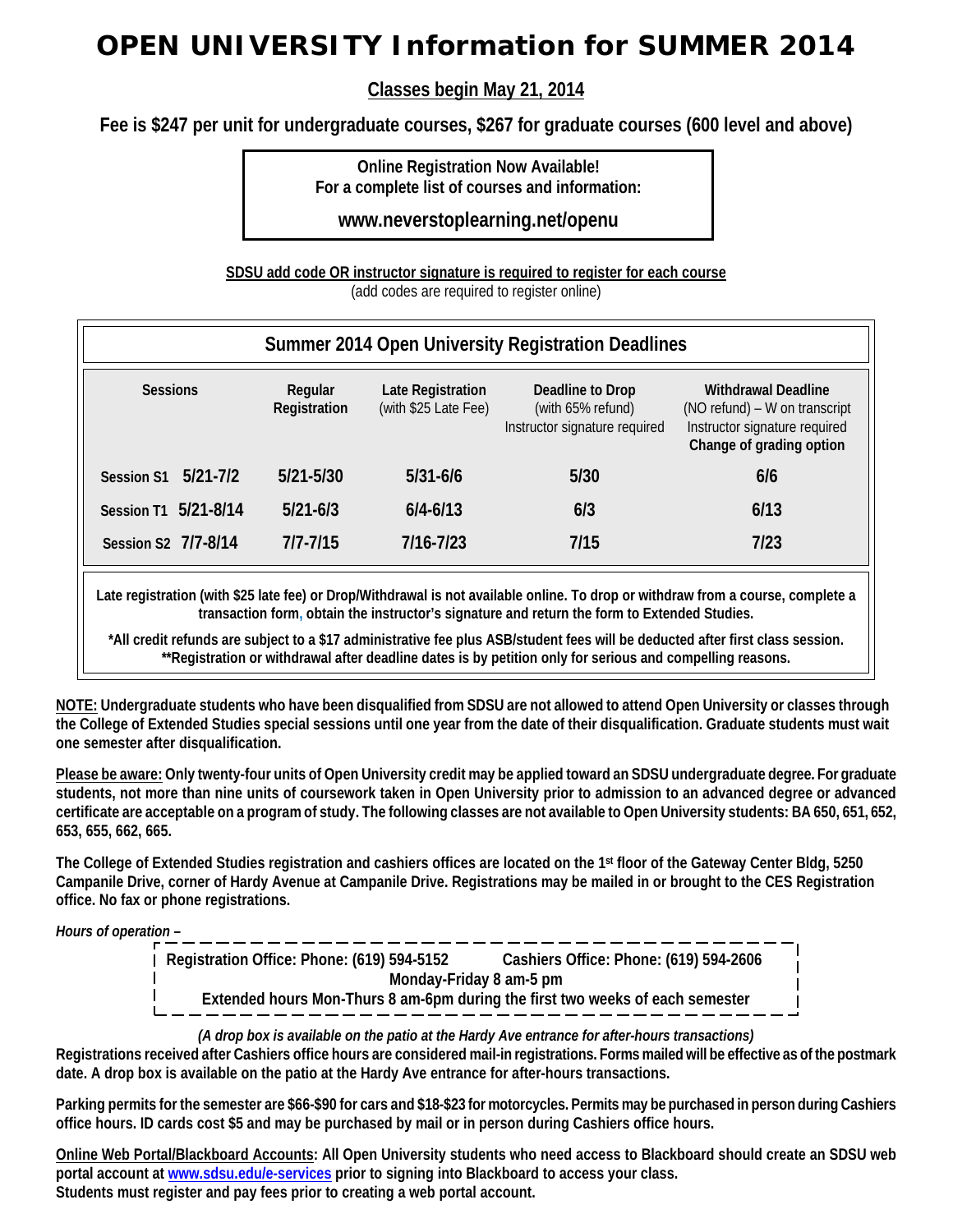# OPEN UNIVERSITY Information for SUMMER 2014

**Classes begin May 21, 2014**

**Fee is $247 per unit for undergraduate courses, $267 for graduate courses (600 level and above)**

**Online Registration Now Available!**
**For a complete list of courses and information:**

**www.neverstoplearning.net/openu**

**SDSU add code OR instructor signature is required to register for each course**
(add codes are required to register online)

## Summer 2014 Open University Registration Deadlines

| Sessions | Regular Registration | Late Registration (with $25 Late Fee) | Deadline to Drop (with 65% refund) Instructor signature required | Withdrawal Deadline (NO refund) – W on transcript Instructor signature required **Change of grading option** |
|---|---|---|---|---|
| Session S1 5/21-7/2 | 5/21-5/30 | 5/31-6/6 | 5/30 | 6/6 |
| Session T1 5/21-8/14 | 5/21-6/3 | 6/4-6/13 | 6/3 | 6/13 |
| Session S2 7/7-8/14 | 7/7-7/15 | 7/16-7/23 | 7/15 | 7/23 |

**Late registration (with $25 late fee) or Drop/Withdrawal is not available online. To drop or withdraw from a course, complete a transaction form, obtain the instructor's signature and return the form to Extended Studies.**

**\*All credit refunds are subject to a $17 administrative fee plus ASB/student fees will be deducted after first class session.**
**\*\*Registration or withdrawal after deadline dates is by petition only for serious and compelling reasons.**

**NOTE: Undergraduate students who have been disqualified from SDSU are not allowed to attend Open University or classes through the College of Extended Studies special sessions until one year from the date of their disqualification. Graduate students must wait one semester after disqualification.**

**Please be aware: Only twenty-four units of Open University credit may be applied toward an SDSU undergraduate degree. For graduate students, not more than nine units of coursework taken in Open University prior to admission to an advanced degree or advanced certificate are acceptable on a program of study. The following classes are not available to Open University students: BA 650, 651, 652, 653, 655, 662, 665.**

**The College of Extended Studies registration and cashiers offices are located on the 1st floor of the Gateway Center Bldg, 5250 Campanile Drive, corner of Hardy Avenue at Campanile Drive. Registrations may be mailed in or brought to the CES Registration office. No fax or phone registrations.**

*Hours of operation –*

**Registration Office: Phone: (619) 594-5152 Cashiers Office: Phone: (619) 594-2606**
**Monday-Friday 8 am-5 pm**
**Extended hours Mon-Thurs 8 am-6pm during the first two weeks of each semester**

*(A drop box is available on the patio at the Hardy Ave entrance for after-hours transactions)*

**Registrations received after Cashiers office hours are considered mail-in registrations. Forms mailed will be effective as of the postmark date. A drop box is available on the patio at the Hardy Ave entrance for after-hours transactions.**

**Parking permits for the semester are $66-$90 for cars and $18-$23 for motorcycles. Permits may be purchased in person during Cashiers office hours. ID cards cost $5 and may be purchased by mail or in person during Cashiers office hours.**

**Online Web Portal/Blackboard Accounts: All Open University students who need access to Blackboard should create an SDSU web portal account at www.sdsu.edu/e-services prior to signing into Blackboard to access your class.**
**Students must register and pay fees prior to creating a web portal account.**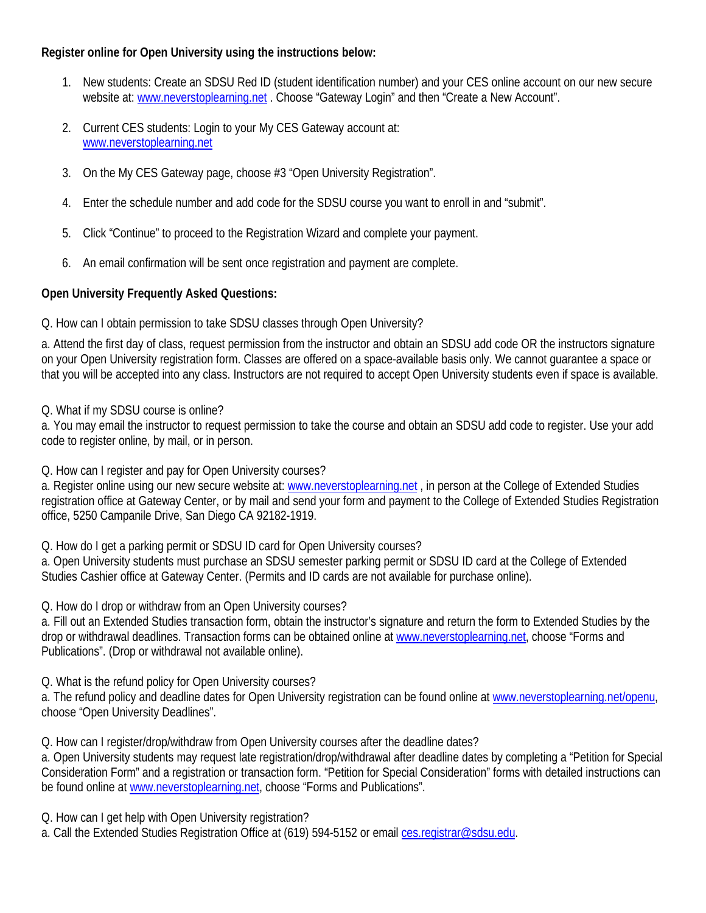**Register online for Open University using the instructions below:**

1. New students: Create an SDSU Red ID (student identification number) and your CES online account on our new secure website at: www.neverstoplearning.net . Choose "Gateway Login" and then "Create a New Account".

2. Current CES students: Login to your My CES Gateway account at: www.neverstoplearning.net

3. On the My CES Gateway page, choose #3 "Open University Registration".

4. Enter the schedule number and add code for the SDSU course you want to enroll in and "submit".

5. Click "Continue" to proceed to the Registration Wizard and complete your payment.

6. An email confirmation will be sent once registration and payment are complete.

**Open University Frequently Asked Questions:**

Q. How can I obtain permission to take SDSU classes through Open University?

a. Attend the first day of class, request permission from the instructor and obtain an SDSU add code OR the instructors signature on your Open University registration form. Classes are offered on a space-available basis only. We cannot guarantee a space or that you will be accepted into any class. Instructors are not required to accept Open University students even if space is available.

Q. What if my SDSU course is online?
a. You may email the instructor to request permission to take the course and obtain an SDSU add code to register. Use your add code to register online, by mail, or in person.

Q. How can I register and pay for Open University courses?
a. Register online using our new secure website at: www.neverstoplearning.net , in person at the College of Extended Studies registration office at Gateway Center, or by mail and send your form and payment to the College of Extended Studies Registration office, 5250 Campanile Drive, San Diego CA 92182-1919.

Q. How do I get a parking permit or SDSU ID card for Open University courses?
a. Open University students must purchase an SDSU semester parking permit or SDSU ID card at the College of Extended Studies Cashier office at Gateway Center. (Permits and ID cards are not available for purchase online).

Q. How do I drop or withdraw from an Open University courses?
a. Fill out an Extended Studies transaction form, obtain the instructor's signature and return the form to Extended Studies by the drop or withdrawal deadlines. Transaction forms can be obtained online at www.neverstoplearning.net, choose "Forms and Publications". (Drop or withdrawal not available online).

Q. What is the refund policy for Open University courses?
a. The refund policy and deadline dates for Open University registration can be found online at www.neverstoplearning.net/openu, choose "Open University Deadlines".

Q. How can I register/drop/withdraw from Open University courses after the deadline dates?
a. Open University students may request late registration/drop/withdrawal after deadline dates by completing a "Petition for Special Consideration Form" and a registration or transaction form. "Petition for Special Consideration" forms with detailed instructions can be found online at www.neverstoplearning.net, choose "Forms and Publications".

Q. How can I get help with Open University registration?
a. Call the Extended Studies Registration Office at (619) 594-5152 or email ces.registrar@sdsu.edu.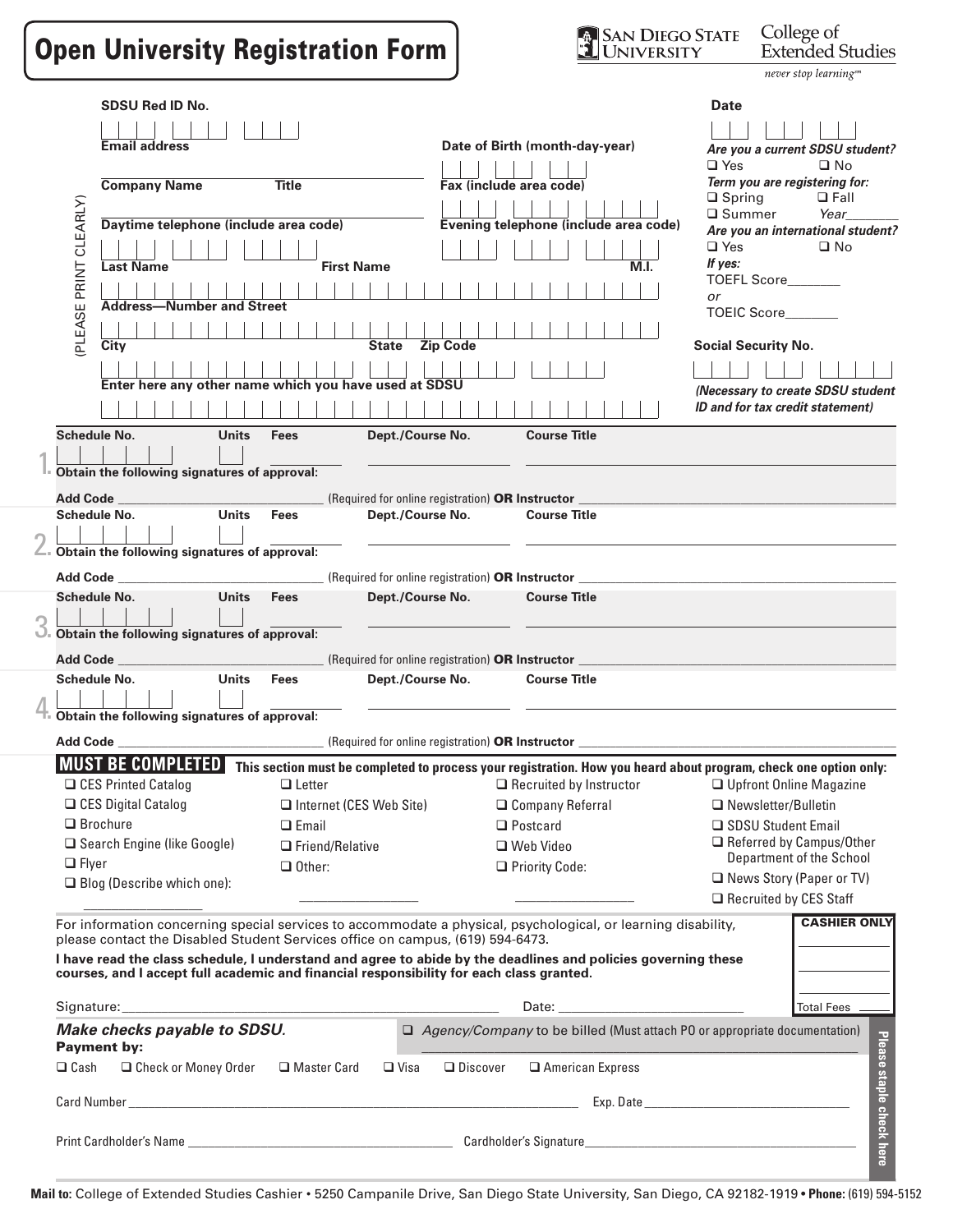# Open University Registration Form

San Diego State University | College of Extended Studies
*never stop learning℠*

(PLEASE PRINT CLEARLY)

**SDSU Red ID No.**

**Date**

**Email address**

**Date of Birth (month-day-year)**

***Are you a current SDSU student?***
❑ Yes ❑ No

***Term you are registering for:***
❑ Spring ❑ Fall
❑ Summer *Year*________

**Company Name** **Title**

**Fax (include area code)**

**Daytime telephone (include area code)**

**Evening telephone (include area code)**

***Are you an international student?***
❑ Yes ❑ No
***If yes:***
TOEFL Score________
*or*
TOEIC Score________

**Last Name** **First Name** **M.I.**

**Address—Number and Street**

**City** **State** **Zip Code**

**Social Security No.**

***(Necessary to create SDSU student ID and for tax credit statement)***

**Enter here any other name which you have used at SDSU**

---

**1.** **Schedule No.** **Units** **Fees** **Dept./Course No.** **Course Title**

**Obtain the following signatures of approval:**

**Add Code** ______________________________ (Required for online registration) **OR Instructor** ______________________________

**2.** **Schedule No.** **Units** **Fees** **Dept./Course No.** **Course Title**

**Obtain the following signatures of approval:**

**Add Code** ______________________________ (Required for online registration) **OR Instructor** ______________________________

**3.** **Schedule No.** **Units** **Fees** **Dept./Course No.** **Course Title**

**Obtain the following signatures of approval:**

**Add Code** ______________________________ (Required for online registration) **OR Instructor** ______________________________

**4.** **Schedule No.** **Units** **Fees** **Dept./Course No.** **Course Title**

**Obtain the following signatures of approval:**

**Add Code** ______________________________ (Required for online registration) **OR Instructor** ______________________________

---

**MUST BE COMPLETED** **This section must be completed to process your registration. How you heard about program, check one option only:**

- ❑ CES Printed Catalog
- ❑ CES Digital Catalog
- ❑ Brochure
- ❑ Search Engine (like Google)
- ❑ Flyer
- ❑ Blog (Describe which one): ________________
- ❑ Letter
- ❑ Internet (CES Web Site)
- ❑ Email
- ❑ Friend/Relative
- ❑ Other: ________________
- ❑ Recruited by Instructor
- ❑ Company Referral
- ❑ Postcard
- ❑ Web Video
- ❑ Priority Code: ________________
- ❑ Upfront Online Magazine
- ❑ Newsletter/Bulletin
- ❑ SDSU Student Email
- ❑ Referred by Campus/Other Department of the School
- ❑ News Story (Paper or TV)
- ❑ Recruited by CES Staff

For information concerning special services to accommodate a physical, psychological, or learning disability, please contact the Disabled Student Services office on campus, (619) 594-6473.

**I have read the class schedule, I understand and agree to abide by the deadlines and policies governing these courses, and I accept full academic and financial responsibility for each class granted.**

Signature:______________________________ Date: ______________________

**CASHIER ONLY**

Total Fees _____

***Make checks payable to SDSU.***

❑ *Agency/Company* to be billed (Must attach PO or appropriate documentation)

**Payment by:**

❑ Cash ❑ Check or Money Order ❑ Master Card ❑ Visa ❑ Discover ❑ American Express

Card Number ______________________________ Exp. Date ______________________

Print Cardholder's Name ______________________________ Cardholder's Signature______________________________

**Please staple check here**

**Mail to:** College of Extended Studies Cashier • 5250 Campanile Drive, San Diego State University, San Diego, CA 92182-1919 • **Phone:** (619) 594-5152